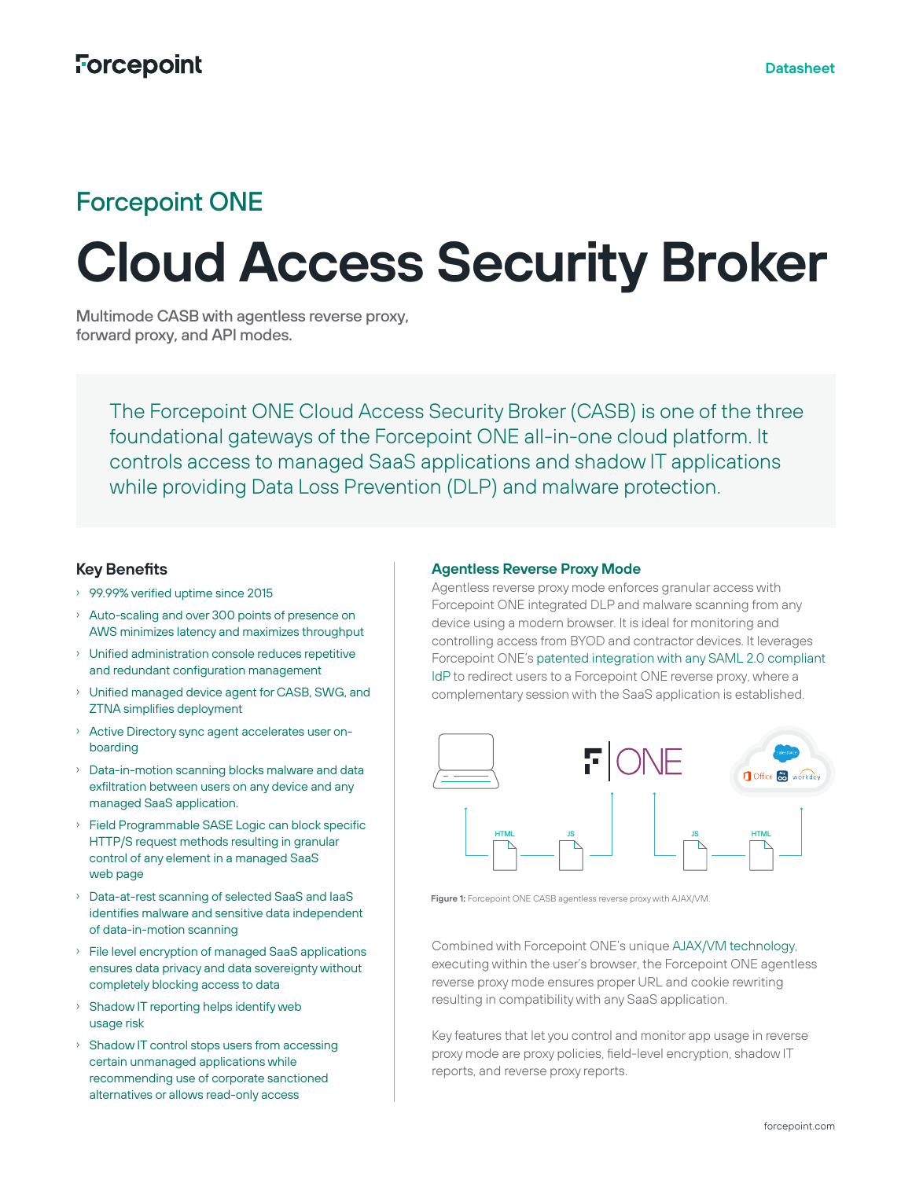Forcepoint

Datasheet

## Forcepoint ONE

# Cloud Access Security Broker

Multimode CASB with agentless reverse proxy, forward proxy, and API modes.

The Forcepoint ONE Cloud Access Security Broker (CASB) is one of the three foundational gateways of the Forcepoint ONE all-in-one cloud platform. It controls access to managed SaaS applications and shadow IT applications while providing Data Loss Prevention (DLP) and malware protection.

### Key Benefits

- 99.99% verified uptime since 2015
- Auto-scaling and over 300 points of presence on AWS minimizes latency and maximizes throughput
- Unified administration console reduces repetitive and redundant configuration management
- Unified managed device agent for CASB, SWG, and ZTNA simplifies deployment
- Active Directory sync agent accelerates user on-boarding
- Data-in-motion scanning blocks malware and data exfiltration between users on any device and any managed SaaS application.
- Field Programmable SASE Logic can block specific HTTP/S request methods resulting in granular control of any element in a managed SaaS web page
- Data-at-rest scanning of selected SaaS and IaaS identifies malware and sensitive data independent of data-in-motion scanning
- File level encryption of managed SaaS applications ensures data privacy and data sovereignty without completely blocking access to data
- Shadow IT reporting helps identify web usage risk
- Shadow IT control stops users from accessing certain unmanaged applications while recommending use of corporate sanctioned alternatives or allows read-only access

### Agentless Reverse Proxy Mode

Agentless reverse proxy mode enforces granular access with Forcepoint ONE integrated DLP and malware scanning from any device using a modern browser. It is ideal for monitoring and controlling access from BYOD and contractor devices. It leverages Forcepoint ONE's patented integration with any SAML 2.0 compliant IdP to redirect users to a Forcepoint ONE reverse proxy, where a complementary session with the SaaS application is established.

**Figure 1:** Forcepoint ONE CASB agentless reverse proxy with AJAX/VM.

Combined with Forcepoint ONE's unique AJAX/VM technology, executing within the user's browser, the Forcepoint ONE agentless reverse proxy mode ensures proper URL and cookie rewriting resulting in compatibility with any SaaS application.

Key features that let you control and monitor app usage in reverse proxy mode are proxy policies, field-level encryption, shadow IT reports, and reverse proxy reports.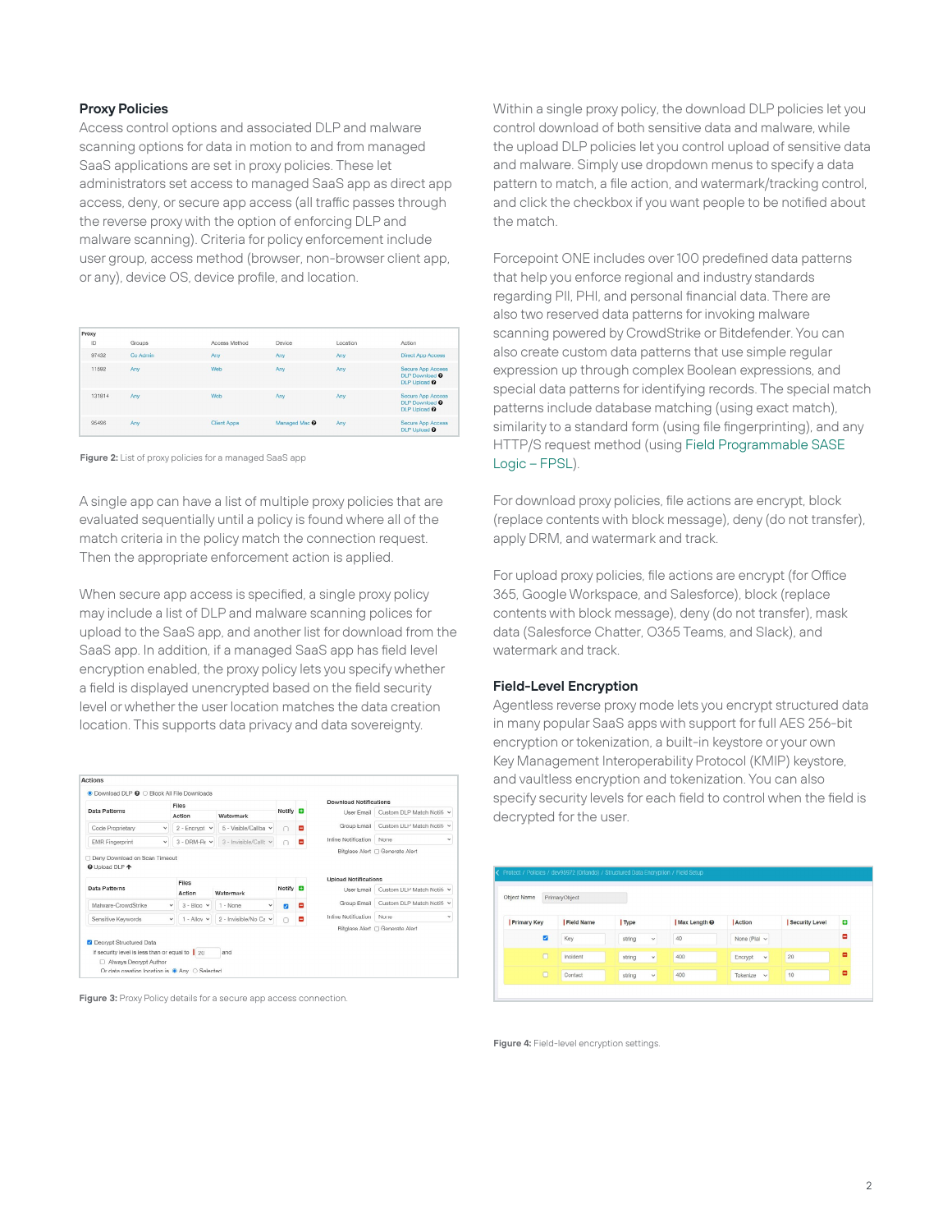## Proxy Policies

Access control options and associated DLP and malware scanning options for data in motion to and from managed SaaS applications are set in proxy policies. These let administrators set access to managed SaaS app as direct app access, deny, or secure app access (all traffic passes through the reverse proxy with the option of enforcing DLP and malware scanning). Criteria for policy enforcement include user group, access method (browser, non-browser client app, or any), device OS, device profile, and location.

| ID | Groups | Access Method | Device | Location | Action |
|---|---|---|---|---|---|
| 97432 | Co Admin | Any | Any | Any | Direct App Access |
| 11692 | Any | Web | Any | Any | Secure App Access DLP Download DLP Upload |
| 131814 | Any | Web | Any | Any | Secure App Access DLP Download DLP Upload |
| 95498 | Any | Client Apps | Managed Mac | Any | Secure App Access DLP Upload |

**Figure 2:** List of proxy policies for a managed SaaS app

A single app can have a list of multiple proxy policies that are evaluated sequentially until a policy is found where all of the match criteria in the policy match the connection request. Then the appropriate enforcement action is applied.

When secure app access is specified, a single proxy policy may include a list of DLP and malware scanning polices for upload to the SaaS app, and another list for download from the SaaS app. In addition, if a managed SaaS app has field level encryption enabled, the proxy policy lets you specify whether a field is displayed unencrypted based on the field security level or whether the user location matches the data creation location. This supports data privacy and data sovereignty.

**Figure 3:** Proxy Policy details for a secure app access connection.

Within a single proxy policy, the download DLP policies let you control download of both sensitive data and malware, while the upload DLP policies let you control upload of sensitive data and malware. Simply use dropdown menus to specify a data pattern to match, a file action, and watermark/tracking control, and click the checkbox if you want people to be notified about the match.

Forcepoint ONE includes over 100 predefined data patterns that help you enforce regional and industry standards regarding PII, PHI, and personal financial data. There are also two reserved data patterns for invoking malware scanning powered by CrowdStrike or Bitdefender. You can also create custom data patterns that use simple regular expression up through complex Boolean expressions, and special data patterns for identifying records. The special match patterns include database matching (using exact match), similarity to a standard form (using file fingerprinting), and any HTTP/S request method (using Field Programmable SASE Logic – FPSL).

For download proxy policies, file actions are encrypt, block (replace contents with block message), deny (do not transfer), apply DRM, and watermark and track.

For upload proxy policies, file actions are encrypt (for Office 365, Google Workspace, and Salesforce), block (replace contents with block message), deny (do not transfer), mask data (Salesforce Chatter, O365 Teams, and Slack), and watermark and track.

## Field-Level Encryption

Agentless reverse proxy mode lets you encrypt structured data in many popular SaaS apps with support for full AES 256-bit encryption or tokenization, a built-in keystore or your own Key Management Interoperability Protocol (KMIP) keystore, and vaultless encryption and tokenization. You can also specify security levels for each field to control when the field is decrypted for the user.

**Figure 4:** Field-level encryption settings.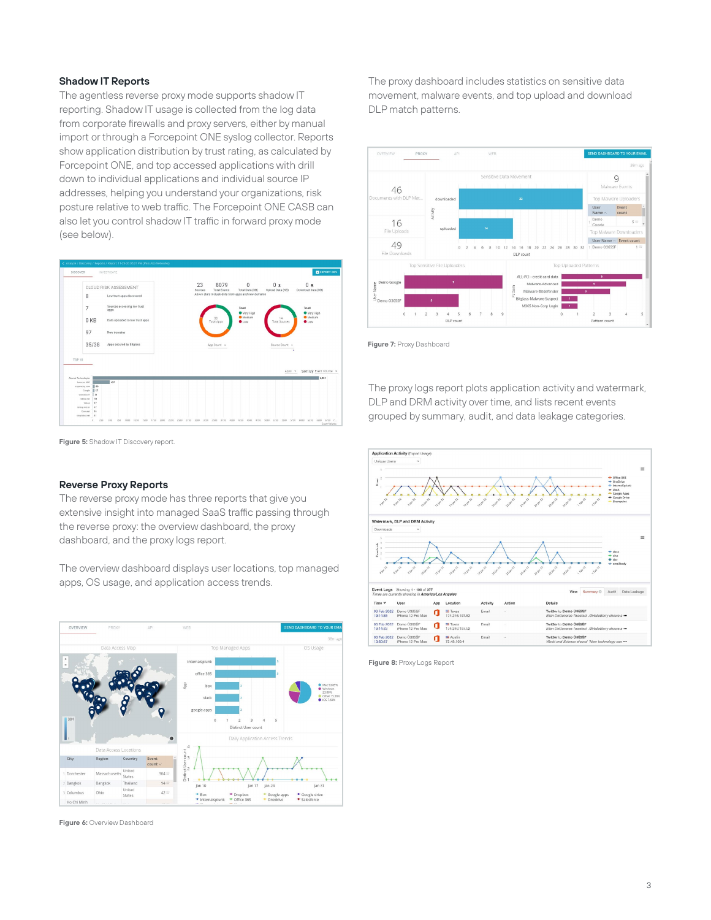## Shadow IT Reports

The agentless reverse proxy mode supports shadow IT reporting. Shadow IT usage is collected from the log data from corporate firewalls and proxy servers, either by manual import or through a Forcepoint ONE syslog collector. Reports show application distribution by trust rating, as calculated by Forcepoint ONE, and top accessed applications with drill down to individual applications and individual source IP addresses, helping you understand your organizations, risk posture relative to web traffic. The Forcepoint ONE CASB can also let you control shadow IT traffic in forward proxy mode (see below).

**Figure 5:** Shadow IT Discovery report.

## Reverse Proxy Reports

The reverse proxy mode has three reports that give you extensive insight into managed SaaS traffic passing through the reverse proxy: the overview dashboard, the proxy dashboard, and the proxy logs report.

The overview dashboard displays user locations, top managed apps, OS usage, and application access trends.

**Figure 6:** Overview Dashboard

The proxy dashboard includes statistics on sensitive data movement, malware events, and top upload and download DLP match patterns.

**Figure 7:** Proxy Dashboard

The proxy logs report plots application activity and watermark, DLP and DRM activity over time, and lists recent events grouped by summary, audit, and data leakage categories.

**Figure 8:** Proxy Logs Report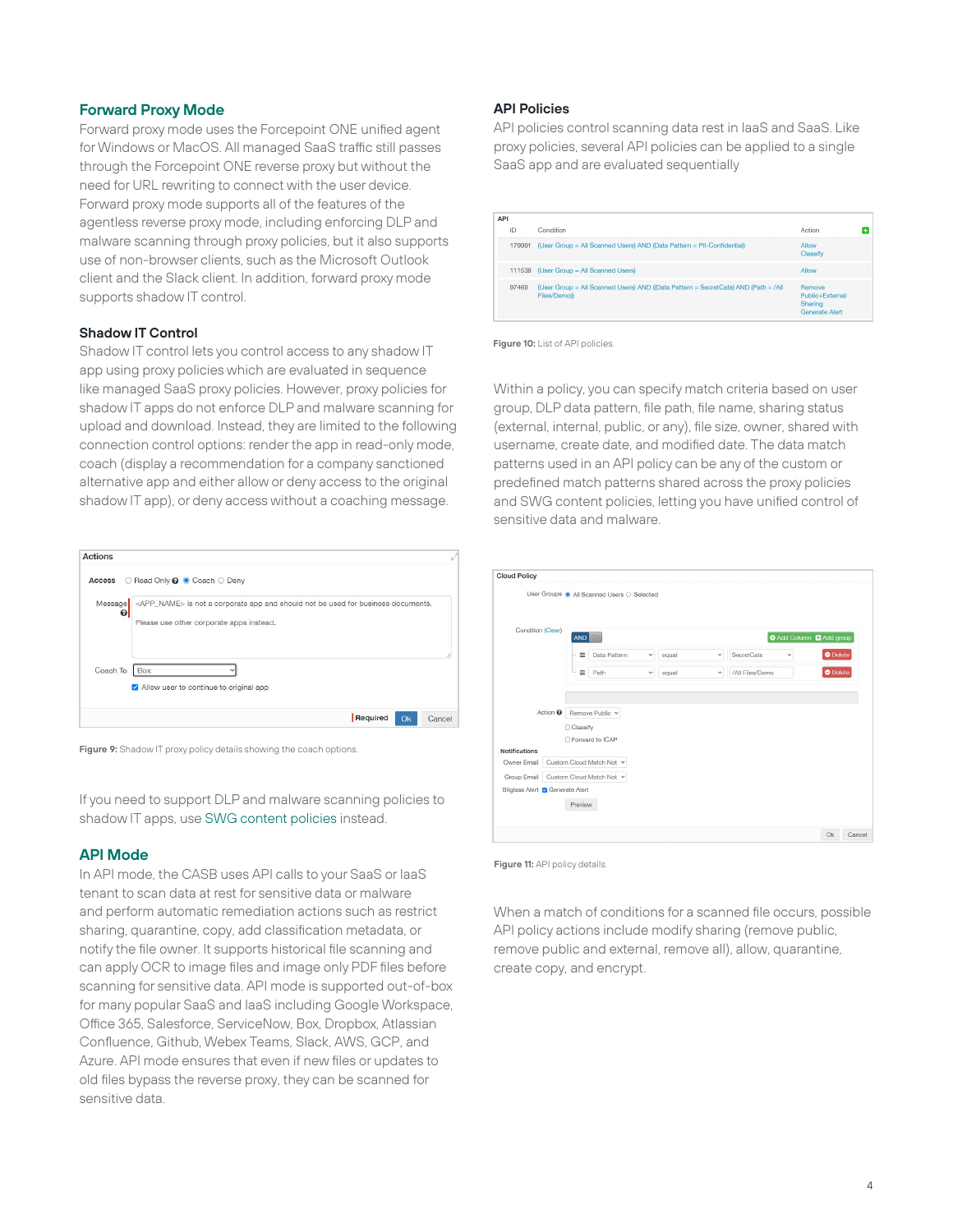## Forward Proxy Mode

Forward proxy mode uses the Forcepoint ONE unified agent for Windows or MacOS. All managed SaaS traffic still passes through the Forcepoint ONE reverse proxy but without the need for URL rewriting to connect with the user device. Forward proxy mode supports all of the features of the agentless reverse proxy mode, including enforcing DLP and malware scanning through proxy policies, but it also supports use of non-browser clients, such as the Microsoft Outlook client and the Slack client. In addition, forward proxy mode supports shadow IT control.

### Shadow IT Control

Shadow IT control lets you control access to any shadow IT app using proxy policies which are evaluated in sequence like managed SaaS proxy policies. However, proxy policies for shadow IT apps do not enforce DLP and malware scanning for upload and download. Instead, they are limited to the following connection control options: render the app in read-only mode, coach (display a recommendation for a company sanctioned alternative app and either allow or deny access to the original shadow IT app), or deny access without a coaching message.

**Figure 9:** Shadow IT proxy policy details showing the coach options.

If you need to support DLP and malware scanning policies to shadow IT apps, use SWG content policies instead.

## API Mode

In API mode, the CASB uses API calls to your SaaS or IaaS tenant to scan data at rest for sensitive data or malware and perform automatic remediation actions such as restrict sharing, quarantine, copy, add classification metadata, or notify the file owner. It supports historical file scanning and can apply OCR to image files and image only PDF files before scanning for sensitive data. API mode is supported out-of-box for many popular SaaS and IaaS including Google Workspace, Office 365, Salesforce, ServiceNow, Box, Dropbox, Atlassian Confluence, Github, Webex Teams, Slack, AWS, GCP, and Azure. API mode ensures that even if new files or updates to old files bypass the reverse proxy, they can be scanned for sensitive data.

### API Policies

API policies control scanning data rest in IaaS and SaaS. Like proxy policies, several API policies can be applied to a single SaaS app and are evaluated sequentially

**Figure 10:** List of API policies.

Within a policy, you can specify match criteria based on user group, DLP data pattern, file path, file name, sharing status (external, internal, public, or any), file size, owner, shared with username, create date, and modified date. The data match patterns used in an API policy can be any of the custom or predefined match patterns shared across the proxy policies and SWG content policies, letting you have unified control of sensitive data and malware.

**Figure 11:** API policy details.

When a match of conditions for a scanned file occurs, possible API policy actions include modify sharing (remove public, remove public and external, remove all), allow, quarantine, create copy, and encrypt.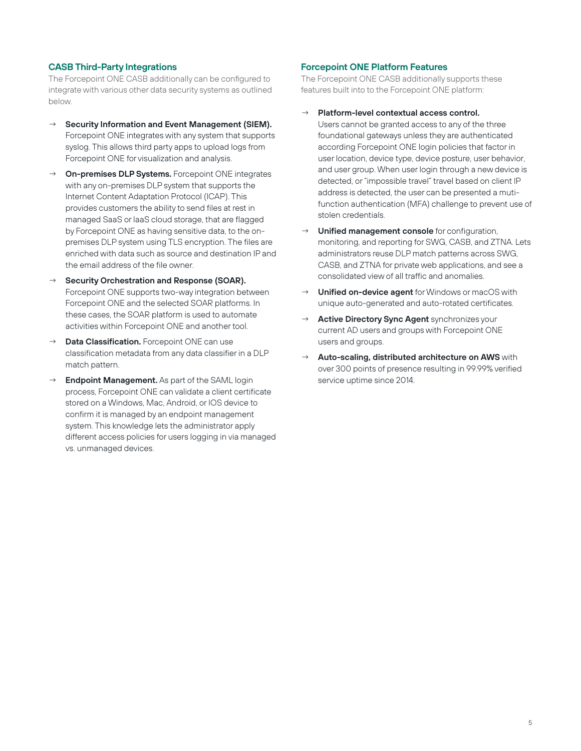## CASB Third-Party Integrations

The Forcepoint ONE CASB additionally can be configured to integrate with various other data security systems as outlined below.

- **Security Information and Event Management (SIEM).** Forcepoint ONE integrates with any system that supports syslog. This allows third party apps to upload logs from Forcepoint ONE for visualization and analysis.
- **On-premises DLP Systems.** Forcepoint ONE integrates with any on-premises DLP system that supports the Internet Content Adaptation Protocol (ICAP). This provides customers the ability to send files at rest in managed SaaS or IaaS cloud storage, that are flagged by Forcepoint ONE as having sensitive data, to the on-premises DLP system using TLS encryption. The files are enriched with data such as source and destination IP and the email address of the file owner.
- **Security Orchestration and Response (SOAR).** Forcepoint ONE supports two-way integration between Forcepoint ONE and the selected SOAR platforms. In these cases, the SOAR platform is used to automate activities within Forcepoint ONE and another tool.
- **Data Classification.** Forcepoint ONE can use classification metadata from any data classifier in a DLP match pattern.
- **Endpoint Management.** As part of the SAML login process, Forcepoint ONE can validate a client certificate stored on a Windows, Mac, Android, or IOS device to confirm it is managed by an endpoint management system. This knowledge lets the administrator apply different access policies for users logging in via managed vs. unmanaged devices.

## Forcepoint ONE Platform Features

The Forcepoint ONE CASB additionally supports these features built into to the Forcepoint ONE platform:

- **Platform-level contextual access control.** Users cannot be granted access to any of the three foundational gateways unless they are authenticated according Forcepoint ONE login policies that factor in user location, device type, device posture, user behavior, and user group. When user login through a new device is detected, or "impossible travel" travel based on client IP address is detected, the user can be presented a muti-function authentication (MFA) challenge to prevent use of stolen credentials.
- **Unified management console** for configuration, monitoring, and reporting for SWG, CASB, and ZTNA. Lets administrators reuse DLP match patterns across SWG, CASB, and ZTNA for private web applications, and see a consolidated view of all traffic and anomalies.
- **Unified on-device agent** for Windows or macOS with unique auto-generated and auto-rotated certificates.
- **Active Directory Sync Agent** synchronizes your current AD users and groups with Forcepoint ONE users and groups.
- **Auto-scaling, distributed architecture on AWS** with over 300 points of presence resulting in 99.99% verified service uptime since 2014.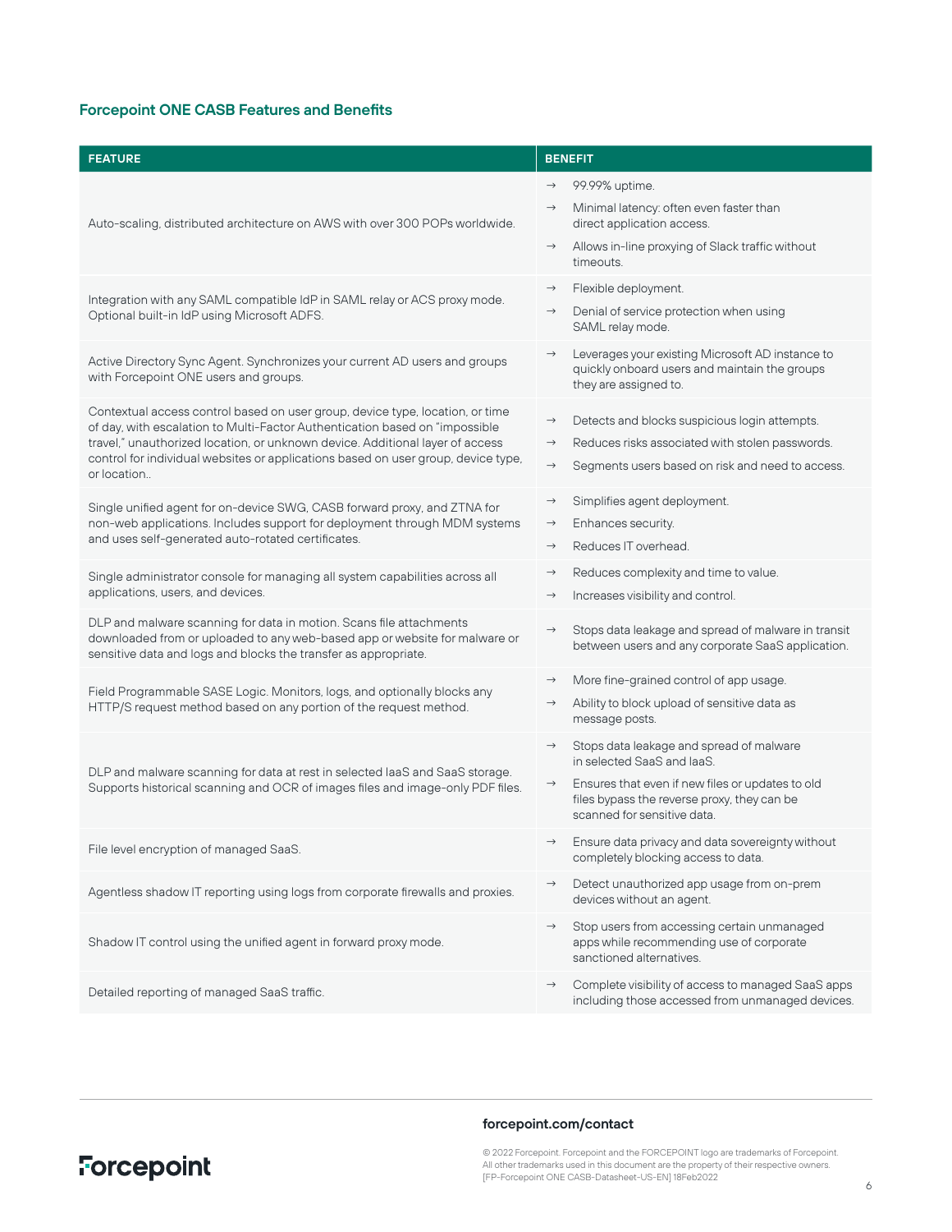### Forcepoint ONE CASB Features and Benefits

| FEATURE | BENEFIT |
|---|---|
| Auto-scaling, distributed architecture on AWS with over 300 POPs worldwide. | → 99.99% uptime.<br>→ Minimal latency: often even faster than direct application access.<br>→ Allows in-line proxying of Slack traffic without timeouts. |
| Integration with any SAML compatible IdP in SAML relay or ACS proxy mode. Optional built-in IdP using Microsoft ADFS. | → Flexible deployment.<br>→ Denial of service protection when using SAML relay mode. |
| Active Directory Sync Agent. Synchronizes your current AD users and groups with Forcepoint ONE users and groups. | → Leverages your existing Microsoft AD instance to quickly onboard users and maintain the groups they are assigned to. |
| Contextual access control based on user group, device type, location, or time of day, with escalation to Multi-Factor Authentication based on "impossible travel," unauthorized location, or unknown device. Additional layer of access control for individual websites or applications based on user group, device type, or location.. | → Detects and blocks suspicious login attempts.<br>→ Reduces risks associated with stolen passwords.<br>→ Segments users based on risk and need to access. |
| Single unified agent for on-device SWG, CASB forward proxy, and ZTNA for non-web applications. Includes support for deployment through MDM systems and uses self-generated auto-rotated certificates. | → Simplifies agent deployment.<br>→ Enhances security.<br>→ Reduces IT overhead. |
| Single administrator console for managing all system capabilities across all applications, users, and devices. | → Reduces complexity and time to value.<br>→ Increases visibility and control. |
| DLP and malware scanning for data in motion. Scans file attachments downloaded from or uploaded to any web-based app or website for malware or sensitive data and logs and blocks the transfer as appropriate. | → Stops data leakage and spread of malware in transit between users and any corporate SaaS application. |
| Field Programmable SASE Logic. Monitors, logs, and optionally blocks any HTTP/S request method based on any portion of the request method. | → More fine-grained control of app usage.<br>→ Ability to block upload of sensitive data as message posts. |
| DLP and malware scanning for data at rest in selected IaaS and SaaS storage. Supports historical scanning and OCR of images files and image-only PDF files. | → Stops data leakage and spread of malware in selected SaaS and IaaS.<br>→ Ensures that even if new files or updates to old files bypass the reverse proxy, they can be scanned for sensitive data. |
| File level encryption of managed SaaS. | → Ensure data privacy and data sovereignty without completely blocking access to data. |
| Agentless shadow IT reporting using logs from corporate firewalls and proxies. | → Detect unauthorized app usage from on-prem devices without an agent. |
| Shadow IT control using the unified agent in forward proxy mode. | → Stop users from accessing certain unmanaged apps while recommending use of corporate sanctioned alternatives. |
| Detailed reporting of managed SaaS traffic. | → Complete visibility of access to managed SaaS apps including those accessed from unmanaged devices. |

**forcepoint.com/contact**

Forcepoint

© 2022 Forcepoint. Forcepoint and the FORCEPOINT logo are trademarks of Forcepoint. All other trademarks used in this document are the property of their respective owners. [FP-Forcepoint ONE CASB-Datasheet-US-EN] 18Feb2022